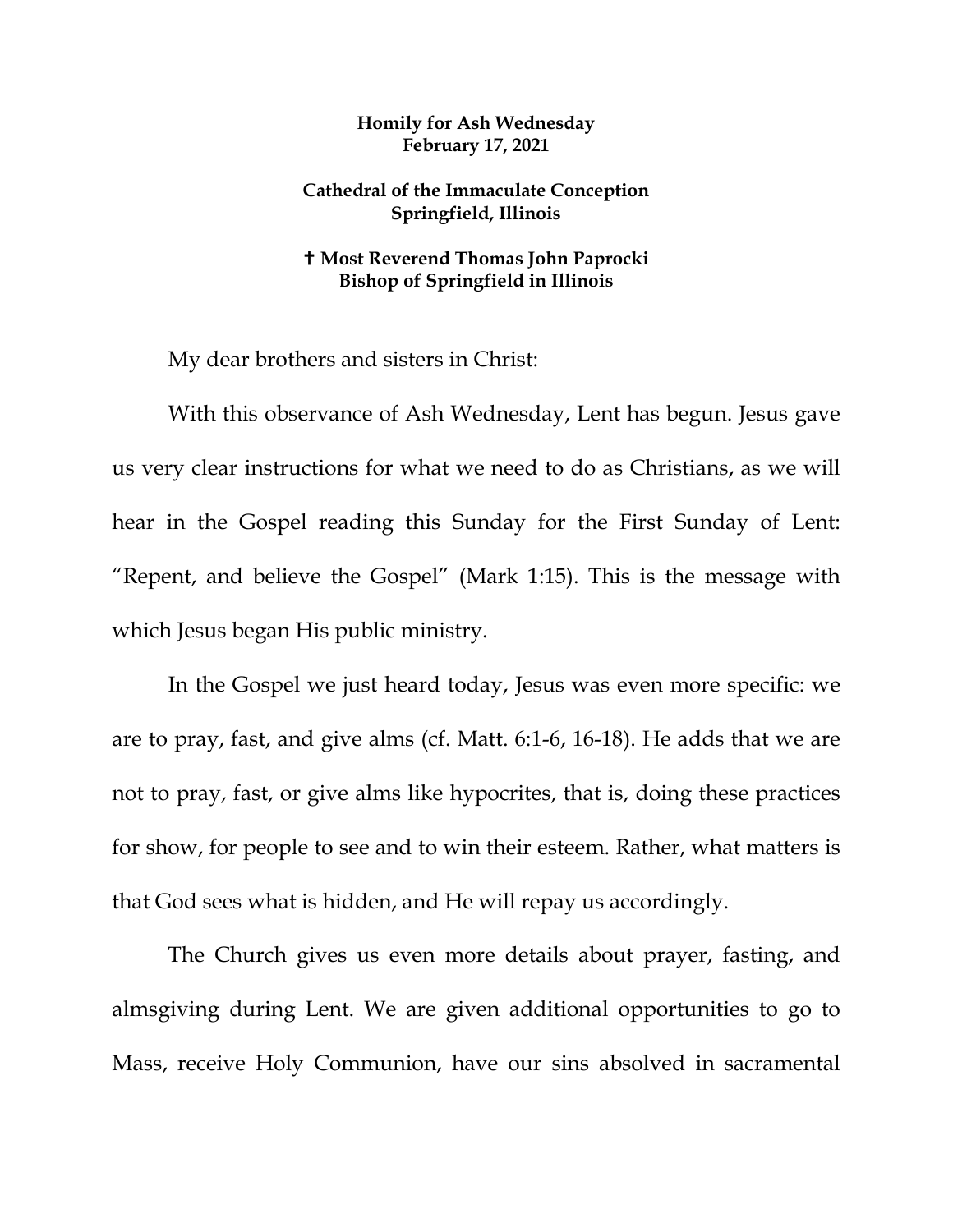**Homily for Ash Wednesday**
**February 17, 2021**

**Cathedral of the Immaculate Conception**
**Springfield, Illinois**

**✝ Most Reverend Thomas John Paprocki**
**Bishop of Springfield in Illinois**

My dear brothers and sisters in Christ:

With this observance of Ash Wednesday, Lent has begun. Jesus gave us very clear instructions for what we need to do as Christians, as we will hear in the Gospel reading this Sunday for the First Sunday of Lent: "Repent, and believe the Gospel" (Mark 1:15). This is the message with which Jesus began His public ministry.

In the Gospel we just heard today, Jesus was even more specific: we are to pray, fast, and give alms (cf. Matt. 6:1-6, 16-18). He adds that we are not to pray, fast, or give alms like hypocrites, that is, doing these practices for show, for people to see and to win their esteem. Rather, what matters is that God sees what is hidden, and He will repay us accordingly.

The Church gives us even more details about prayer, fasting, and almsgiving during Lent. We are given additional opportunities to go to Mass, receive Holy Communion, have our sins absolved in sacramental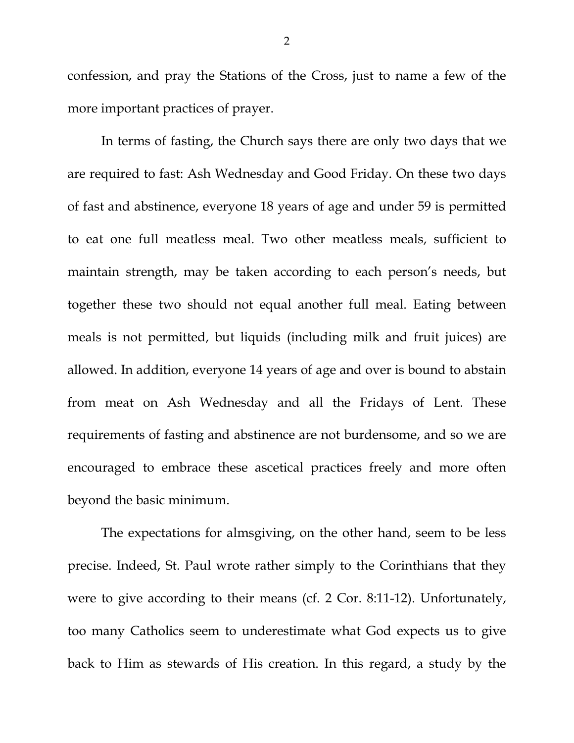confession, and pray the Stations of the Cross, just to name a few of the more important practices of prayer.

In terms of fasting, the Church says there are only two days that we are required to fast: Ash Wednesday and Good Friday. On these two days of fast and abstinence, everyone 18 years of age and under 59 is permitted to eat one full meatless meal. Two other meatless meals, sufficient to maintain strength, may be taken according to each person's needs, but together these two should not equal another full meal. Eating between meals is not permitted, but liquids (including milk and fruit juices) are allowed. In addition, everyone 14 years of age and over is bound to abstain from meat on Ash Wednesday and all the Fridays of Lent. These requirements of fasting and abstinence are not burdensome, and so we are encouraged to embrace these ascetical practices freely and more often beyond the basic minimum.

The expectations for almsgiving, on the other hand, seem to be less precise. Indeed, St. Paul wrote rather simply to the Corinthians that they were to give according to their means (cf. 2 Cor. 8:11-12). Unfortunately, too many Catholics seem to underestimate what God expects us to give back to Him as stewards of His creation. In this regard, a study by the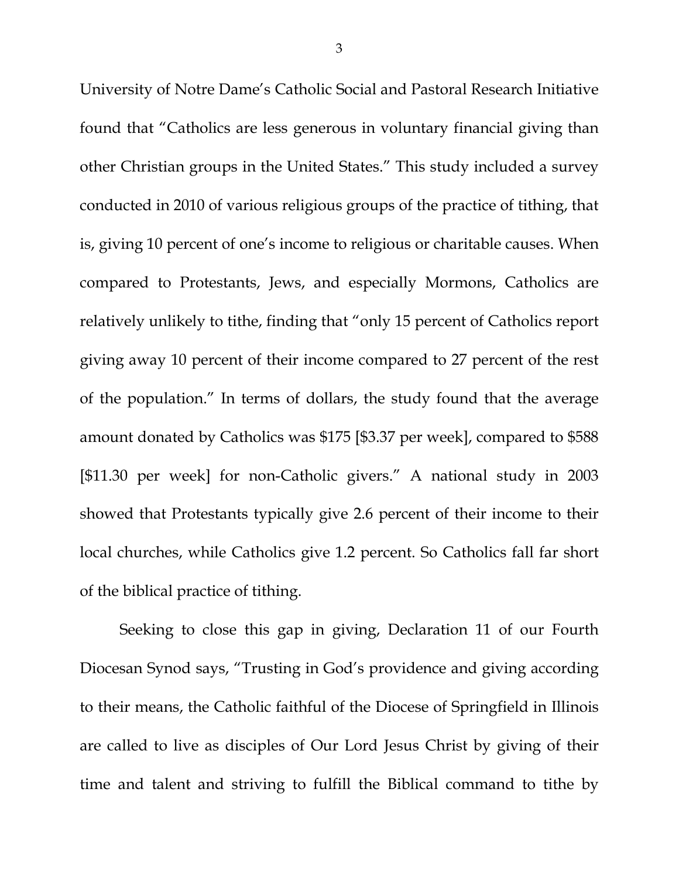University of Notre Dame's Catholic Social and Pastoral Research Initiative found that "Catholics are less generous in voluntary financial giving than other Christian groups in the United States." This study included a survey conducted in 2010 of various religious groups of the practice of tithing, that is, giving 10 percent of one's income to religious or charitable causes. When compared to Protestants, Jews, and especially Mormons, Catholics are relatively unlikely to tithe, finding that "only 15 percent of Catholics report giving away 10 percent of their income compared to 27 percent of the rest of the population." In terms of dollars, the study found that the average amount donated by Catholics was $175 [$3.37 per week], compared to $588 [$11.30 per week] for non-Catholic givers." A national study in 2003 showed that Protestants typically give 2.6 percent of their income to their local churches, while Catholics give 1.2 percent. So Catholics fall far short of the biblical practice of tithing.

Seeking to close this gap in giving, Declaration 11 of our Fourth Diocesan Synod says, "Trusting in God's providence and giving according to their means, the Catholic faithful of the Diocese of Springfield in Illinois are called to live as disciples of Our Lord Jesus Christ by giving of their time and talent and striving to fulfill the Biblical command to tithe by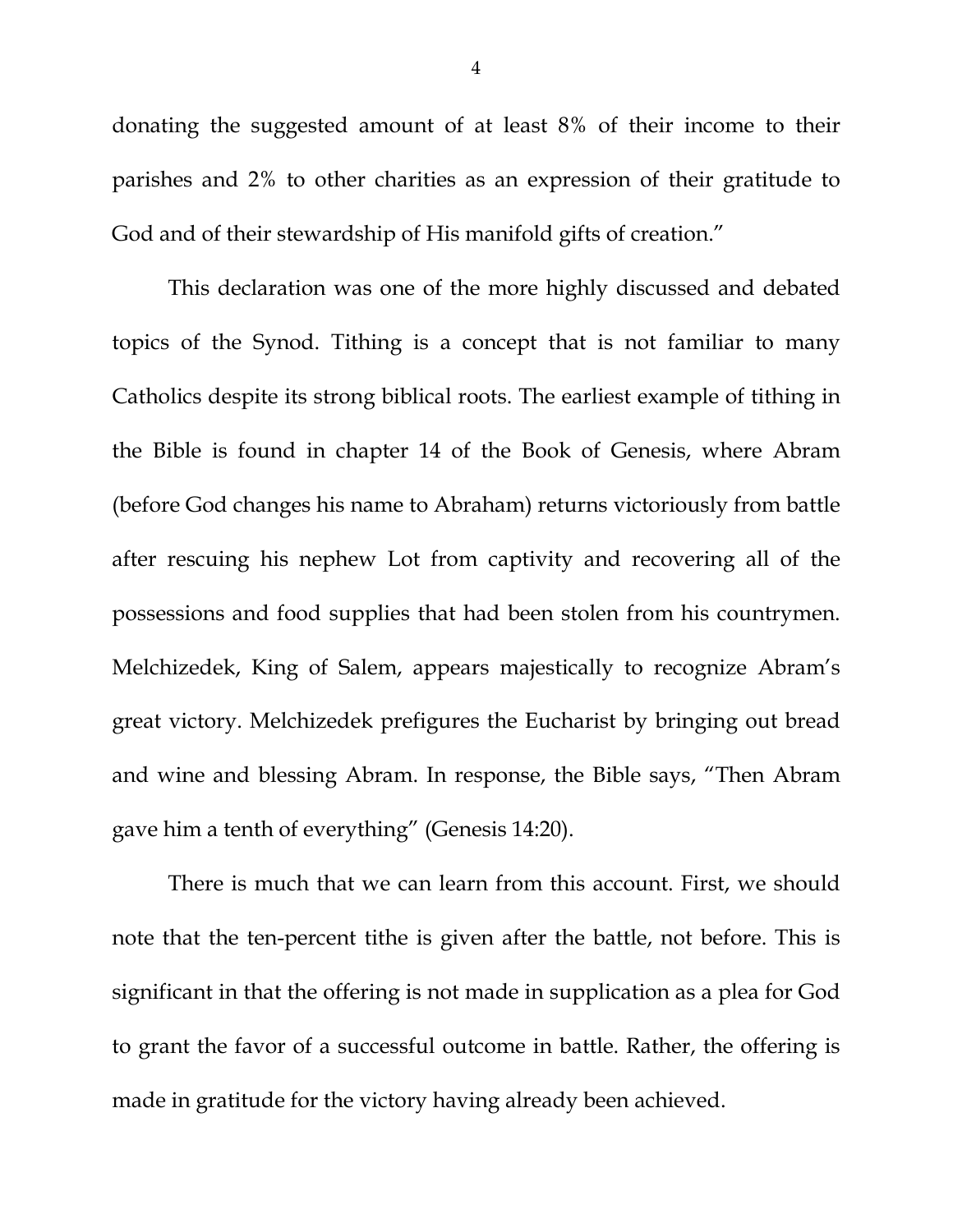donating the suggested amount of at least 8% of their income to their parishes and 2% to other charities as an expression of their gratitude to God and of their stewardship of His manifold gifts of creation."

This declaration was one of the more highly discussed and debated topics of the Synod. Tithing is a concept that is not familiar to many Catholics despite its strong biblical roots. The earliest example of tithing in the Bible is found in chapter 14 of the Book of Genesis, where Abram (before God changes his name to Abraham) returns victoriously from battle after rescuing his nephew Lot from captivity and recovering all of the possessions and food supplies that had been stolen from his countrymen. Melchizedek, King of Salem, appears majestically to recognize Abram's great victory. Melchizedek prefigures the Eucharist by bringing out bread and wine and blessing Abram. In response, the Bible says, "Then Abram gave him a tenth of everything" (Genesis 14:20).

There is much that we can learn from this account. First, we should note that the ten-percent tithe is given after the battle, not before. This is significant in that the offering is not made in supplication as a plea for God to grant the favor of a successful outcome in battle. Rather, the offering is made in gratitude for the victory having already been achieved.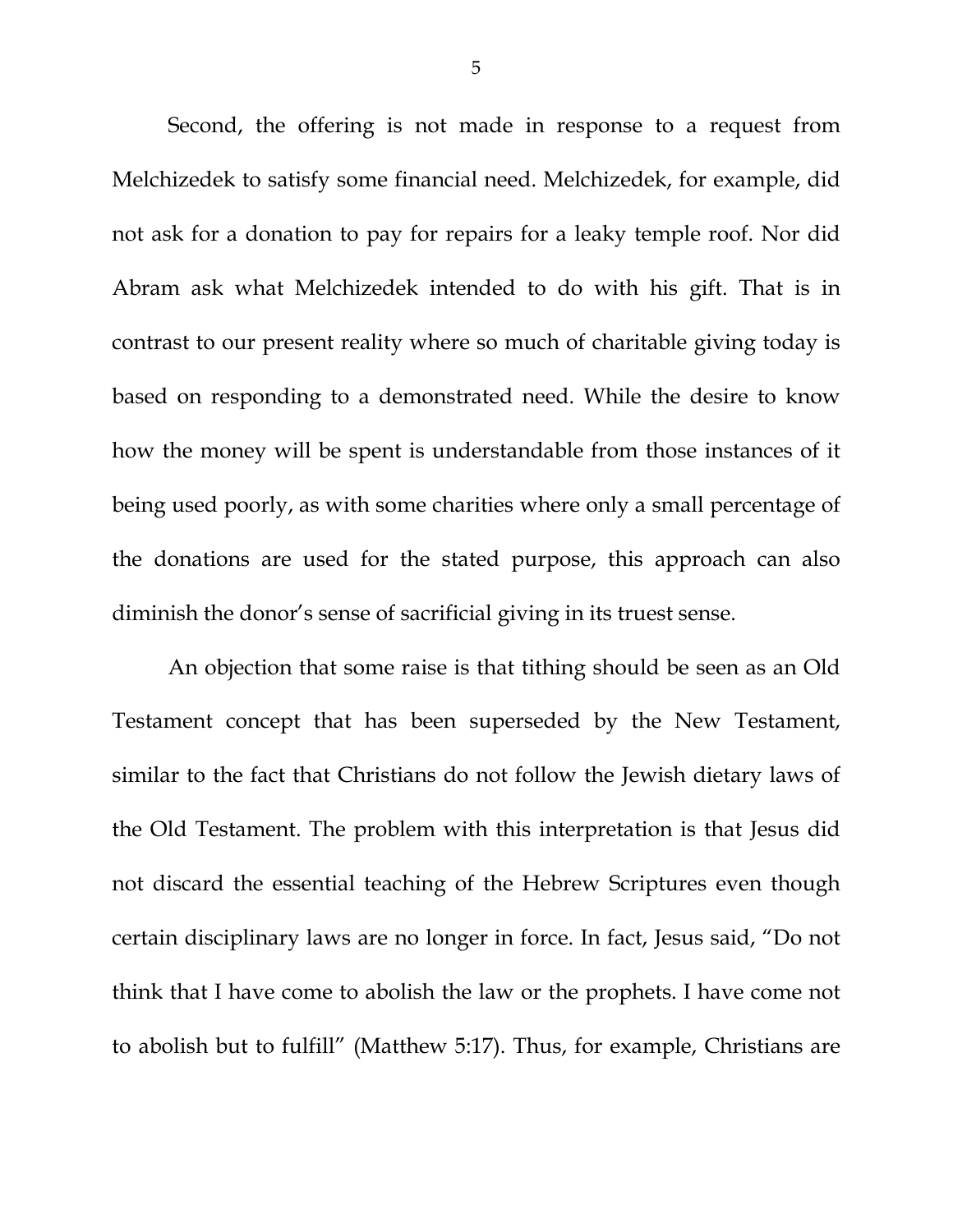Second, the offering is not made in response to a request from Melchizedek to satisfy some financial need. Melchizedek, for example, did not ask for a donation to pay for repairs for a leaky temple roof. Nor did Abram ask what Melchizedek intended to do with his gift. That is in contrast to our present reality where so much of charitable giving today is based on responding to a demonstrated need. While the desire to know how the money will be spent is understandable from those instances of it being used poorly, as with some charities where only a small percentage of the donations are used for the stated purpose, this approach can also diminish the donor's sense of sacrificial giving in its truest sense.

An objection that some raise is that tithing should be seen as an Old Testament concept that has been superseded by the New Testament, similar to the fact that Christians do not follow the Jewish dietary laws of the Old Testament. The problem with this interpretation is that Jesus did not discard the essential teaching of the Hebrew Scriptures even though certain disciplinary laws are no longer in force. In fact, Jesus said, "Do not think that I have come to abolish the law or the prophets. I have come not to abolish but to fulfill" (Matthew 5:17). Thus, for example, Christians are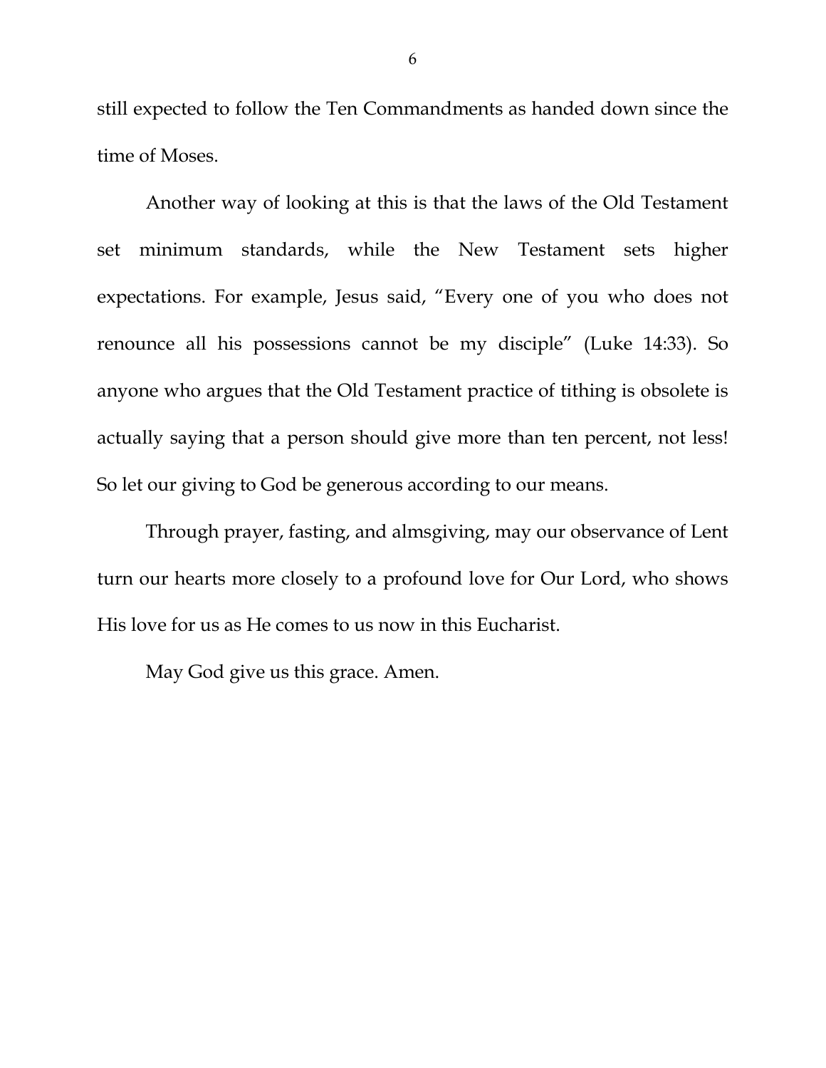still expected to follow the Ten Commandments as handed down since the time of Moses.

Another way of looking at this is that the laws of the Old Testament set minimum standards, while the New Testament sets higher expectations. For example, Jesus said, "Every one of you who does not renounce all his possessions cannot be my disciple" (Luke 14:33). So anyone who argues that the Old Testament practice of tithing is obsolete is actually saying that a person should give more than ten percent, not less! So let our giving to God be generous according to our means.

Through prayer, fasting, and almsgiving, may our observance of Lent turn our hearts more closely to a profound love for Our Lord, who shows His love for us as He comes to us now in this Eucharist.

May God give us this grace. Amen.